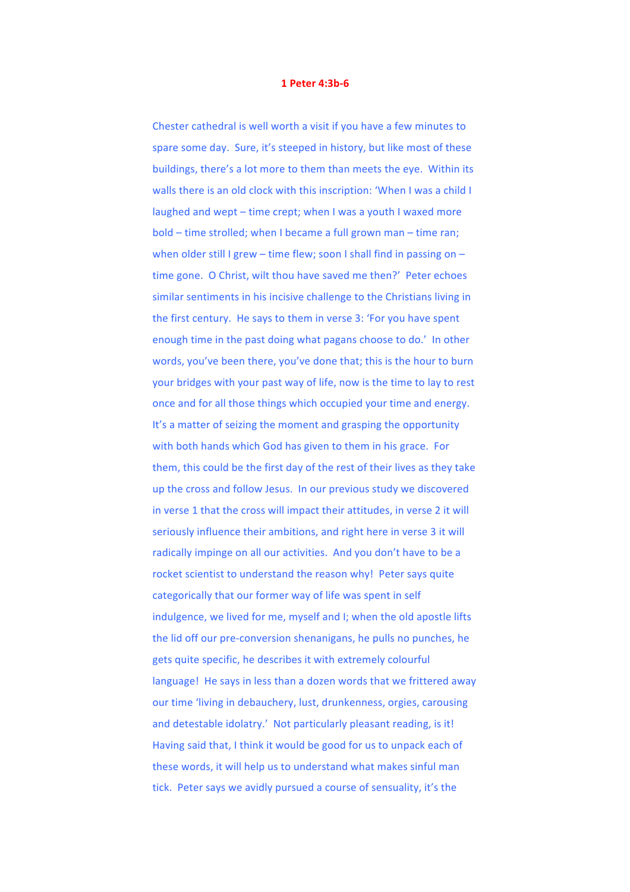# 1 Peter 4:3b-6

Chester cathedral is well worth a visit if you have a few minutes to spare some day. Sure, it's steeped in history, but like most of these buildings, there's a lot more to them than meets the eye. Within its walls there is an old clock with this inscription: 'When I was a child I laughed and wept – time crept; when I was a youth I waxed more bold – time strolled; when I became a full grown man – time ran; when older still I grew – time flew; soon I shall find in passing on – time gone. O Christ, wilt thou have saved me then?' Peter echoes similar sentiments in his incisive challenge to the Christians living in the first century. He says to them in verse 3: 'For you have spent enough time in the past doing what pagans choose to do.' In other words, you've been there, you've done that; this is the hour to burn your bridges with your past way of life, now is the time to lay to rest once and for all those things which occupied your time and energy. It's a matter of seizing the moment and grasping the opportunity with both hands which God has given to them in his grace. For them, this could be the first day of the rest of their lives as they take up the cross and follow Jesus. In our previous study we discovered in verse 1 that the cross will impact their attitudes, in verse 2 it will seriously influence their ambitions, and right here in verse 3 it will radically impinge on all our activities. And you don't have to be a rocket scientist to understand the reason why! Peter says quite categorically that our former way of life was spent in self indulgence, we lived for me, myself and I; when the old apostle lifts the lid off our pre-conversion shenanigans, he pulls no punches, he gets quite specific, he describes it with extremely colourful language! He says in less than a dozen words that we frittered away our time 'living in debauchery, lust, drunkenness, orgies, carousing and detestable idolatry.' Not particularly pleasant reading, is it! Having said that, I think it would be good for us to unpack each of these words, it will help us to understand what makes sinful man tick. Peter says we avidly pursued a course of sensuality, it's the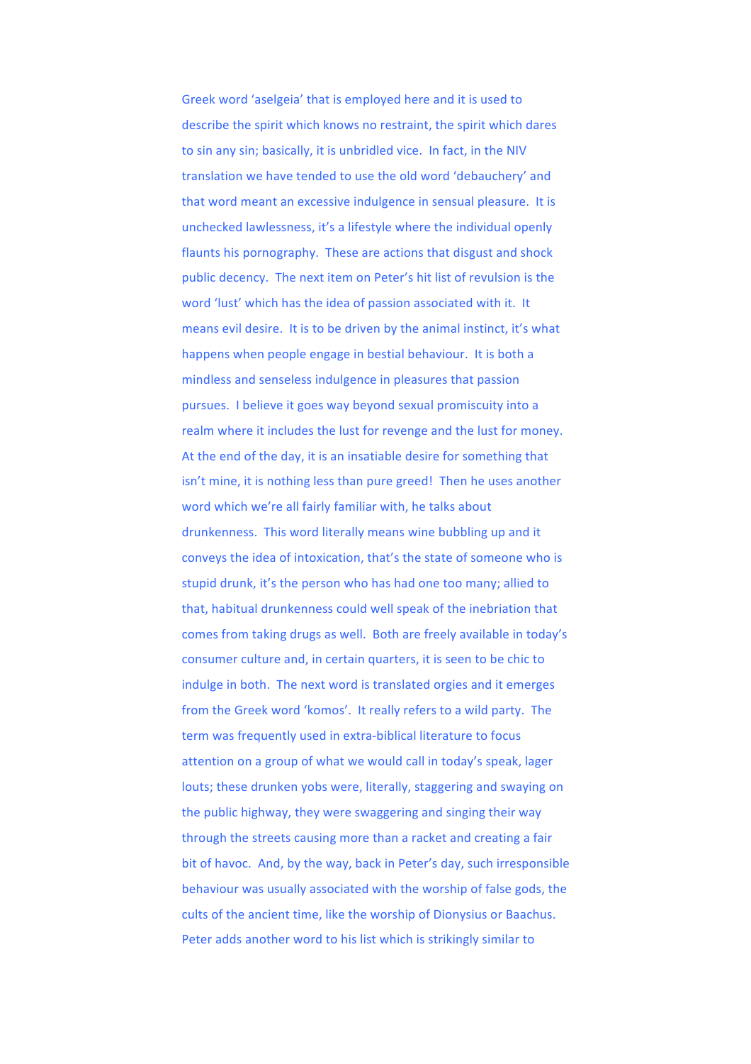Greek word 'aselgeia' that is employed here and it is used to describe the spirit which knows no restraint, the spirit which dares to sin any sin; basically, it is unbridled vice. In fact, in the NIV translation we have tended to use the old word 'debauchery' and that word meant an excessive indulgence in sensual pleasure. It is unchecked lawlessness, it's a lifestyle where the individual openly flaunts his pornography. These are actions that disgust and shock public decency. The next item on Peter's hit list of revulsion is the word 'lust' which has the idea of passion associated with it. It means evil desire. It is to be driven by the animal instinct, it's what happens when people engage in bestial behaviour. It is both a mindless and senseless indulgence in pleasures that passion pursues. I believe it goes way beyond sexual promiscuity into a realm where it includes the lust for revenge and the lust for money. At the end of the day, it is an insatiable desire for something that isn't mine, it is nothing less than pure greed! Then he uses another word which we're all fairly familiar with, he talks about drunkenness. This word literally means wine bubbling up and it conveys the idea of intoxication, that's the state of someone who is stupid drunk, it's the person who has had one too many; allied to that, habitual drunkenness could well speak of the inebriation that comes from taking drugs as well. Both are freely available in today's consumer culture and, in certain quarters, it is seen to be chic to indulge in both. The next word is translated orgies and it emerges from the Greek word 'komos'. It really refers to a wild party. The term was frequently used in extra-biblical literature to focus attention on a group of what we would call in today's speak, lager louts; these drunken yobs were, literally, staggering and swaying on the public highway, they were swaggering and singing their way through the streets causing more than a racket and creating a fair bit of havoc. And, by the way, back in Peter's day, such irresponsible behaviour was usually associated with the worship of false gods, the cults of the ancient time, like the worship of Dionysius or Baachus. Peter adds another word to his list which is strikingly similar to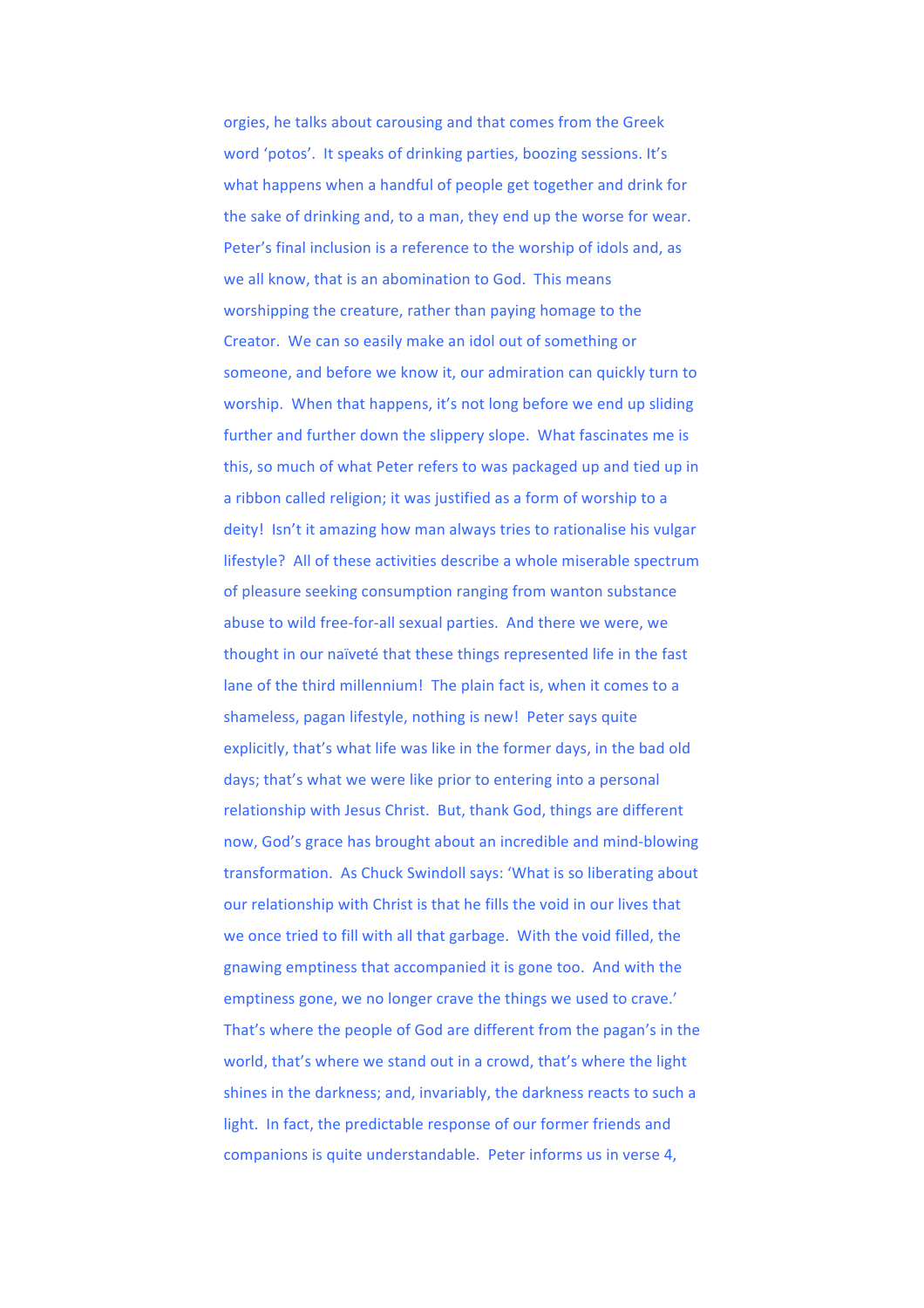orgies, he talks about carousing and that comes from the Greek word 'potos'. It speaks of drinking parties, boozing sessions. It's what happens when a handful of people get together and drink for the sake of drinking and, to a man, they end up the worse for wear. Peter's final inclusion is a reference to the worship of idols and, as we all know, that is an abomination to God. This means worshipping the creature, rather than paying homage to the Creator. We can so easily make an idol out of something or someone, and before we know it, our admiration can quickly turn to worship. When that happens, it's not long before we end up sliding further and further down the slippery slope. What fascinates me is this, so much of what Peter refers to was packaged up and tied up in a ribbon called religion; it was justified as a form of worship to a deity! Isn't it amazing how man always tries to rationalise his vulgar lifestyle? All of these activities describe a whole miserable spectrum of pleasure seeking consumption ranging from wanton substance abuse to wild free-for-all sexual parties. And there we were, we thought in our naïveté that these things represented life in the fast lane of the third millennium! The plain fact is, when it comes to a shameless, pagan lifestyle, nothing is new! Peter says quite explicitly, that's what life was like in the former days, in the bad old days; that's what we were like prior to entering into a personal relationship with Jesus Christ. But, thank God, things are different now, God's grace has brought about an incredible and mind-blowing transformation. As Chuck Swindoll says: 'What is so liberating about our relationship with Christ is that he fills the void in our lives that we once tried to fill with all that garbage. With the void filled, the gnawing emptiness that accompanied it is gone too. And with the emptiness gone, we no longer crave the things we used to crave.' That's where the people of God are different from the pagan's in the world, that's where we stand out in a crowd, that's where the light shines in the darkness; and, invariably, the darkness reacts to such a light. In fact, the predictable response of our former friends and companions is quite understandable. Peter informs us in verse 4,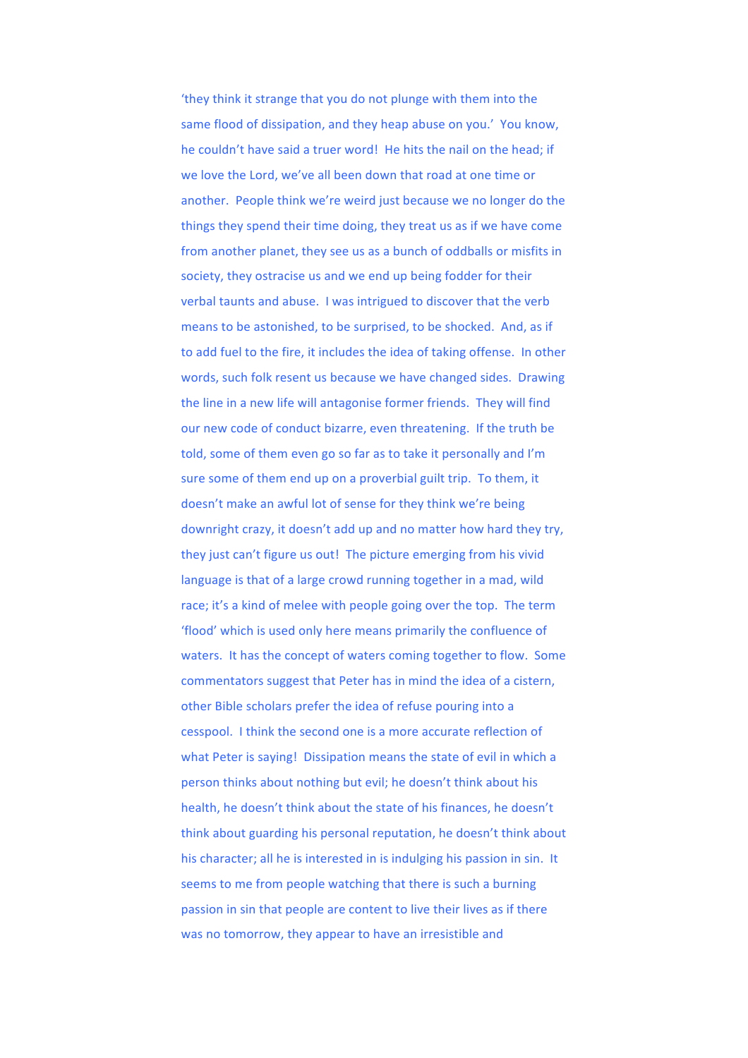'they think it strange that you do not plunge with them into the same flood of dissipation, and they heap abuse on you.' You know, he couldn't have said a truer word! He hits the nail on the head; if we love the Lord, we've all been down that road at one time or another. People think we're weird just because we no longer do the things they spend their time doing, they treat us as if we have come from another planet, they see us as a bunch of oddballs or misfits in society, they ostracise us and we end up being fodder for their verbal taunts and abuse. I was intrigued to discover that the verb means to be astonished, to be surprised, to be shocked. And, as if to add fuel to the fire, it includes the idea of taking offense. In other words, such folk resent us because we have changed sides. Drawing the line in a new life will antagonise former friends. They will find our new code of conduct bizarre, even threatening. If the truth be told, some of them even go so far as to take it personally and I'm sure some of them end up on a proverbial guilt trip. To them, it doesn't make an awful lot of sense for they think we're being downright crazy, it doesn't add up and no matter how hard they try, they just can't figure us out! The picture emerging from his vivid language is that of a large crowd running together in a mad, wild race; it's a kind of melee with people going over the top. The term 'flood' which is used only here means primarily the confluence of waters. It has the concept of waters coming together to flow. Some commentators suggest that Peter has in mind the idea of a cistern, other Bible scholars prefer the idea of refuse pouring into a cesspool. I think the second one is a more accurate reflection of what Peter is saying! Dissipation means the state of evil in which a person thinks about nothing but evil; he doesn't think about his health, he doesn't think about the state of his finances, he doesn't think about guarding his personal reputation, he doesn't think about his character; all he is interested in is indulging his passion in sin. It seems to me from people watching that there is such a burning passion in sin that people are content to live their lives as if there was no tomorrow, they appear to have an irresistible and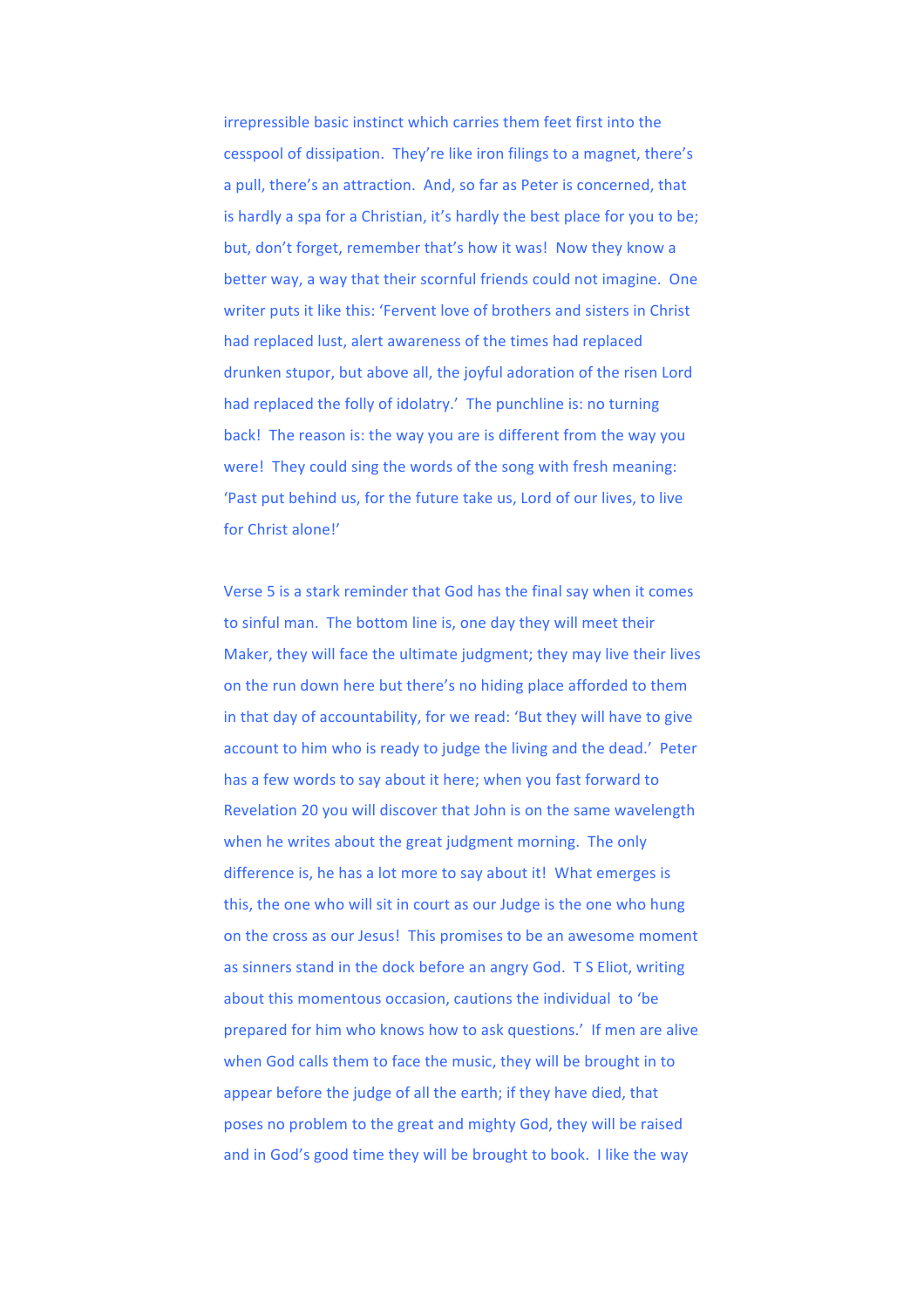irrepressible basic instinct which carries them feet first into the cesspool of dissipation. They're like iron filings to a magnet, there's a pull, there's an attraction. And, so far as Peter is concerned, that is hardly a spa for a Christian, it's hardly the best place for you to be; but, don't forget, remember that's how it was! Now they know a better way, a way that their scornful friends could not imagine. One writer puts it like this: 'Fervent love of brothers and sisters in Christ had replaced lust, alert awareness of the times had replaced drunken stupor, but above all, the joyful adoration of the risen Lord had replaced the folly of idolatry.' The punchline is: no turning back! The reason is: the way you are is different from the way you were! They could sing the words of the song with fresh meaning: 'Past put behind us, for the future take us, Lord of our lives, to live for Christ alone!'

Verse 5 is a stark reminder that God has the final say when it comes to sinful man. The bottom line is, one day they will meet their Maker, they will face the ultimate judgment; they may live their lives on the run down here but there's no hiding place afforded to them in that day of accountability, for we read: 'But they will have to give account to him who is ready to judge the living and the dead.' Peter has a few words to say about it here; when you fast forward to Revelation 20 you will discover that John is on the same wavelength when he writes about the great judgment morning. The only difference is, he has a lot more to say about it! What emerges is this, the one who will sit in court as our Judge is the one who hung on the cross as our Jesus! This promises to be an awesome moment as sinners stand in the dock before an angry God. T S Eliot, writing about this momentous occasion, cautions the individual to 'be prepared for him who knows how to ask questions.' If men are alive when God calls them to face the music, they will be brought in to appear before the judge of all the earth; if they have died, that poses no problem to the great and mighty God, they will be raised and in God's good time they will be brought to book. I like the way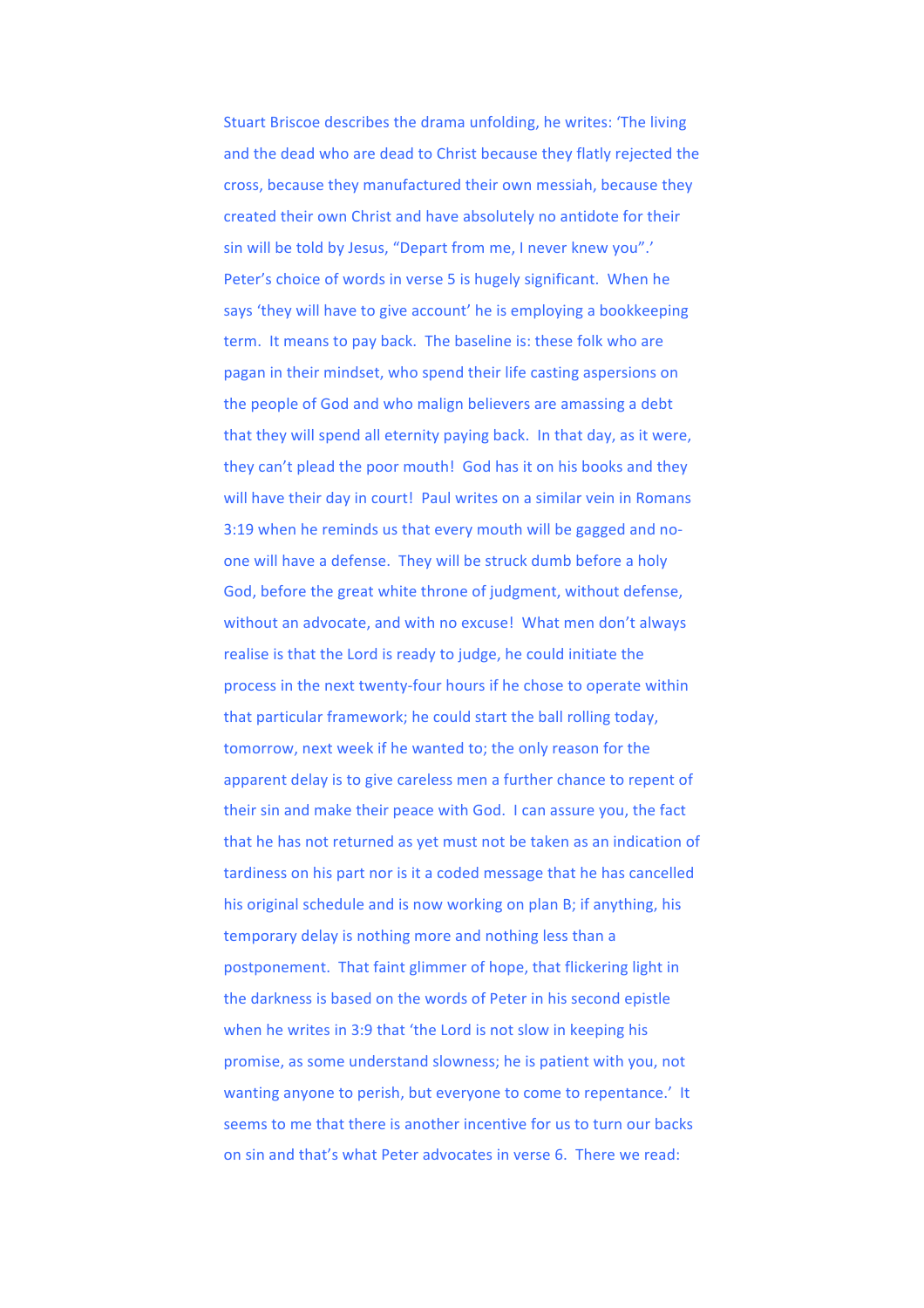Stuart Briscoe describes the drama unfolding, he writes: 'The living and the dead who are dead to Christ because they flatly rejected the cross, because they manufactured their own messiah, because they created their own Christ and have absolutely no antidote for their sin will be told by Jesus, "Depart from me, I never knew you".' Peter's choice of words in verse 5 is hugely significant. When he says 'they will have to give account' he is employing a bookkeeping term. It means to pay back. The baseline is: these folk who are pagan in their mindset, who spend their life casting aspersions on the people of God and who malign believers are amassing a debt that they will spend all eternity paying back. In that day, as it were, they can't plead the poor mouth! God has it on his books and they will have their day in court! Paul writes on a similar vein in Romans 3:19 when he reminds us that every mouth will be gagged and no-one will have a defense. They will be struck dumb before a holy God, before the great white throne of judgment, without defense, without an advocate, and with no excuse! What men don't always realise is that the Lord is ready to judge, he could initiate the process in the next twenty-four hours if he chose to operate within that particular framework; he could start the ball rolling today, tomorrow, next week if he wanted to; the only reason for the apparent delay is to give careless men a further chance to repent of their sin and make their peace with God. I can assure you, the fact that he has not returned as yet must not be taken as an indication of tardiness on his part nor is it a coded message that he has cancelled his original schedule and is now working on plan B; if anything, his temporary delay is nothing more and nothing less than a postponement. That faint glimmer of hope, that flickering light in the darkness is based on the words of Peter in his second epistle when he writes in 3:9 that 'the Lord is not slow in keeping his promise, as some understand slowness; he is patient with you, not wanting anyone to perish, but everyone to come to repentance.' It seems to me that there is another incentive for us to turn our backs on sin and that's what Peter advocates in verse 6. There we read: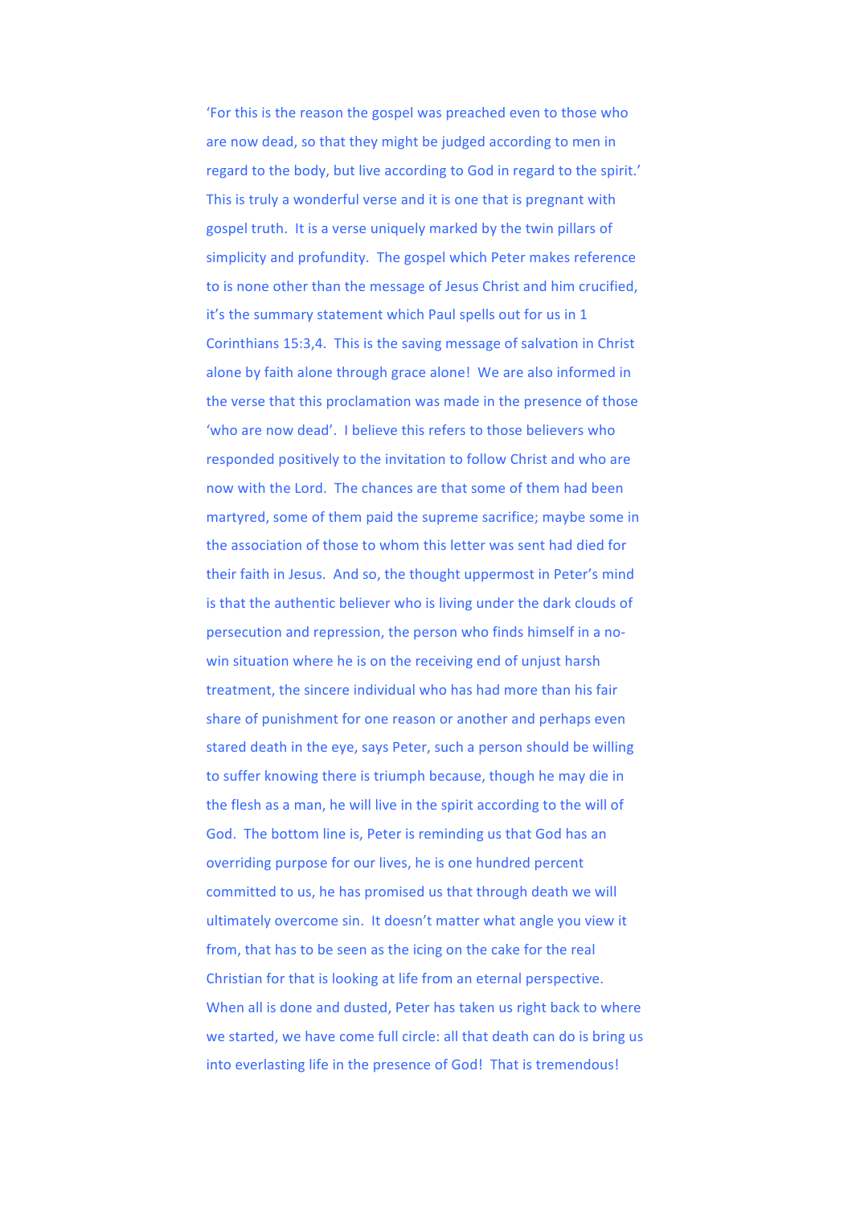'For this is the reason the gospel was preached even to those who are now dead, so that they might be judged according to men in regard to the body, but live according to God in regard to the spirit.' This is truly a wonderful verse and it is one that is pregnant with gospel truth. It is a verse uniquely marked by the twin pillars of simplicity and profundity. The gospel which Peter makes reference to is none other than the message of Jesus Christ and him crucified, it's the summary statement which Paul spells out for us in 1 Corinthians 15:3,4. This is the saving message of salvation in Christ alone by faith alone through grace alone! We are also informed in the verse that this proclamation was made in the presence of those 'who are now dead'. I believe this refers to those believers who responded positively to the invitation to follow Christ and who are now with the Lord. The chances are that some of them had been martyred, some of them paid the supreme sacrifice; maybe some in the association of those to whom this letter was sent had died for their faith in Jesus. And so, the thought uppermost in Peter's mind is that the authentic believer who is living under the dark clouds of persecution and repression, the person who finds himself in a no-win situation where he is on the receiving end of unjust harsh treatment, the sincere individual who has had more than his fair share of punishment for one reason or another and perhaps even stared death in the eye, says Peter, such a person should be willing to suffer knowing there is triumph because, though he may die in the flesh as a man, he will live in the spirit according to the will of God. The bottom line is, Peter is reminding us that God has an overriding purpose for our lives, he is one hundred percent committed to us, he has promised us that through death we will ultimately overcome sin. It doesn't matter what angle you view it from, that has to be seen as the icing on the cake for the real Christian for that is looking at life from an eternal perspective. When all is done and dusted, Peter has taken us right back to where we started, we have come full circle: all that death can do is bring us into everlasting life in the presence of God! That is tremendous!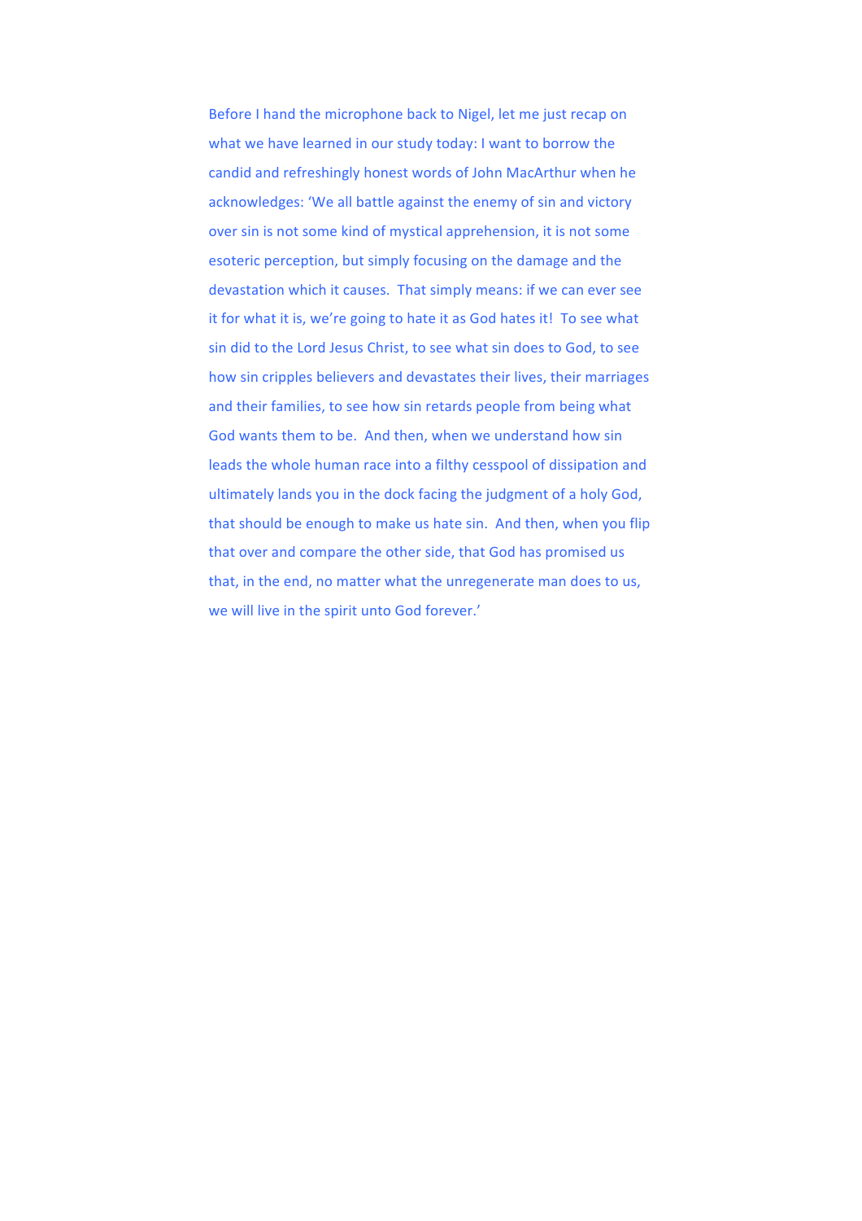Before I hand the microphone back to Nigel, let me just recap on what we have learned in our study today: I want to borrow the candid and refreshingly honest words of John MacArthur when he acknowledges: 'We all battle against the enemy of sin and victory over sin is not some kind of mystical apprehension, it is not some esoteric perception, but simply focusing on the damage and the devastation which it causes. That simply means: if we can ever see it for what it is, we're going to hate it as God hates it! To see what sin did to the Lord Jesus Christ, to see what sin does to God, to see how sin cripples believers and devastates their lives, their marriages and their families, to see how sin retards people from being what God wants them to be. And then, when we understand how sin leads the whole human race into a filthy cesspool of dissipation and ultimately lands you in the dock facing the judgment of a holy God, that should be enough to make us hate sin. And then, when you flip that over and compare the other side, that God has promised us that, in the end, no matter what the unregenerate man does to us, we will live in the spirit unto God forever.'